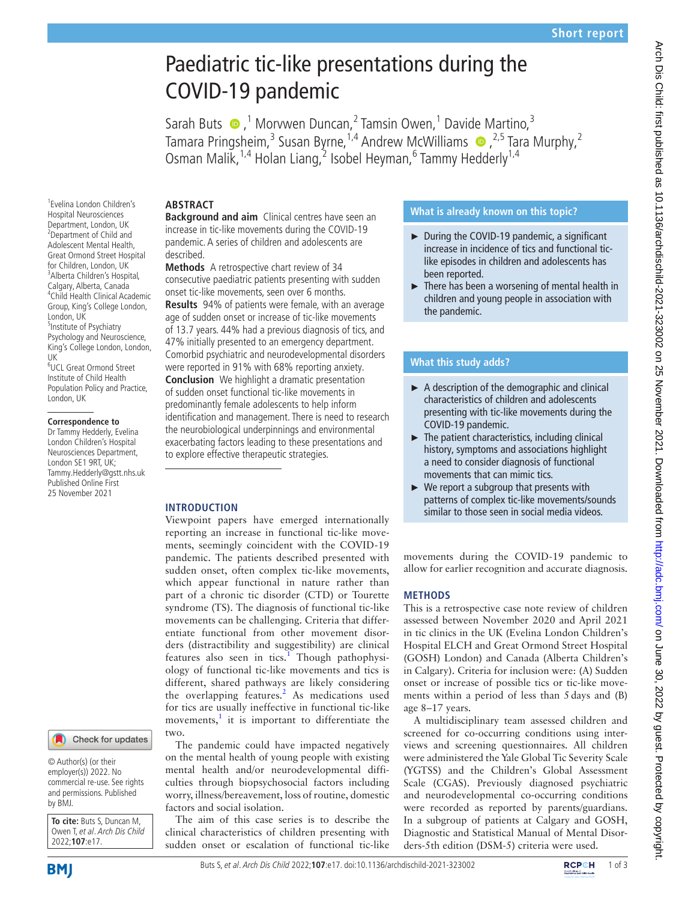Short report

# Paediatric tic-like presentations during the COVID-19 pandemic

Sarah Buts,[1] Morvwen Duncan,[2] Tamsin Owen,[1] Davide Martino,[3] Tamara Pringsheim,[3] Susan Byrne,[1,4] Andrew McWilliams,[2,5] Tara Murphy,[2] Osman Malik,[1,4] Holan Liang,[2] Isobel Heyman,[6] Tammy Hedderly[1,4]

[1]Evelina London Children's Hospital Neurosciences Department, London, UK
[2]Department of Child and Adolescent Mental Health, Great Ormond Street Hospital for Children, London, UK
[3]Alberta Children's Hospital, Calgary, Alberta, Canada
[4]Child Health Clinical Academic Group, King's College London, London, UK
[5]Institute of Psychiatry Psychology and Neuroscience, King's College London, London, UK
[6]UCL Great Ormond Street Institute of Child Health Population Policy and Practice, London, UK

**Correspondence to**
Dr Tammy Hedderly, Evelina London Children's Hospital Neurosciences Department, London SE1 9RT, UK; Tammy.Hedderly@gstt.nhs.uk
Published Online First 25 November 2021

© Author(s) (or their employer(s)) 2022. No commercial re-use. See rights and permissions. Published by BMJ.

**To cite:** Buts S, Duncan M, Owen T, *et al*. *Arch Dis Child* 2022;**107**:e17.

## ABSTRACT

**Background and aim** Clinical centres have seen an increase in tic-like movements during the COVID-19 pandemic. A series of children and adolescents are described.

**Methods** A retrospective chart review of 34 consecutive paediatric patients presenting with sudden onset tic-like movements, seen over 6 months.

**Results** 94% of patients were female, with an average age of sudden onset or increase of tic-like movements of 13.7 years. 44% had a previous diagnosis of tics, and 47% initially presented to an emergency department. Comorbid psychiatric and neurodevelopmental disorders were reported in 91% with 68% reporting anxiety.

**Conclusion** We highlight a dramatic presentation of sudden onset functional tic-like movements in predominantly female adolescents to help inform identification and management. There is need to research the neurobiological underpinnings and environmental exacerbating factors leading to these presentations and to explore effective therapeutic strategies.

### What is already known on this topic?

- During the COVID-19 pandemic, a significant increase in incidence of tics and functional tic-like episodes in children and adolescents has been reported.
- There has been a worsening of mental health in children and young people in association with the pandemic.

### What this study adds?

- A description of the demographic and clinical characteristics of children and adolescents presenting with tic-like movements during the COVID-19 pandemic.
- The patient characteristics, including clinical history, symptoms and associations highlight a need to consider diagnosis of functional movements that can mimic tics.
- We report a subgroup that presents with patterns of complex tic-like movements/sounds similar to those seen in social media videos.

## INTRODUCTION

Viewpoint papers have emerged internationally reporting an increase in functional tic-like movements, seemingly coincident with the COVID-19 pandemic. The patients described presented with sudden onset, often complex tic-like movements, which appear functional in nature rather than part of a chronic tic disorder (CTD) or Tourette syndrome (TS). The diagnosis of functional tic-like movements can be challenging. Criteria that differentiate functional from other movement disorders (distractibility and suggestibility) are clinical features also seen in tics.[1] Though pathophysiology of functional tic-like movements and tics is different, shared pathways are likely considering the overlapping features.[2] As medications used for tics are usually ineffective in functional tic-like movements,[1] it is important to differentiate the two.

The pandemic could have impacted negatively on the mental health of young people with existing mental health and/or neurodevelopmental difficulties through biopsychosocial factors including worry, illness/bereavement, loss of routine, domestic factors and social isolation.

The aim of this case series is to describe the clinical characteristics of children presenting with sudden onset or escalation of functional tic-like movements during the COVID-19 pandemic to allow for earlier recognition and accurate diagnosis.

## METHODS

This is a retrospective case note review of children assessed between November 2020 and April 2021 in tic clinics in the UK (Evelina London Children's Hospital ELCH and Great Ormond Street Hospital (GOSH) London) and Canada (Alberta Children's in Calgary). Criteria for inclusion were: (A) Sudden onset or increase of possible tics or tic-like movements within a period of less than 5 days and (B) age 8–17 years.

A multidisciplinary team assessed children and screened for co-occurring conditions using interviews and screening questionnaires. All children were administered the Yale Global Tic Severity Scale (YGTSS) and the Children's Global Assessment Scale (CGAS). Previously diagnosed psychiatric and neurodevelopmental co-occurring conditions were recorded as reported by parents/guardians. In a subgroup of patients at Calgary and GOSH, Diagnostic and Statistical Manual of Mental Disorders-5th edition (DSM-5) criteria were used.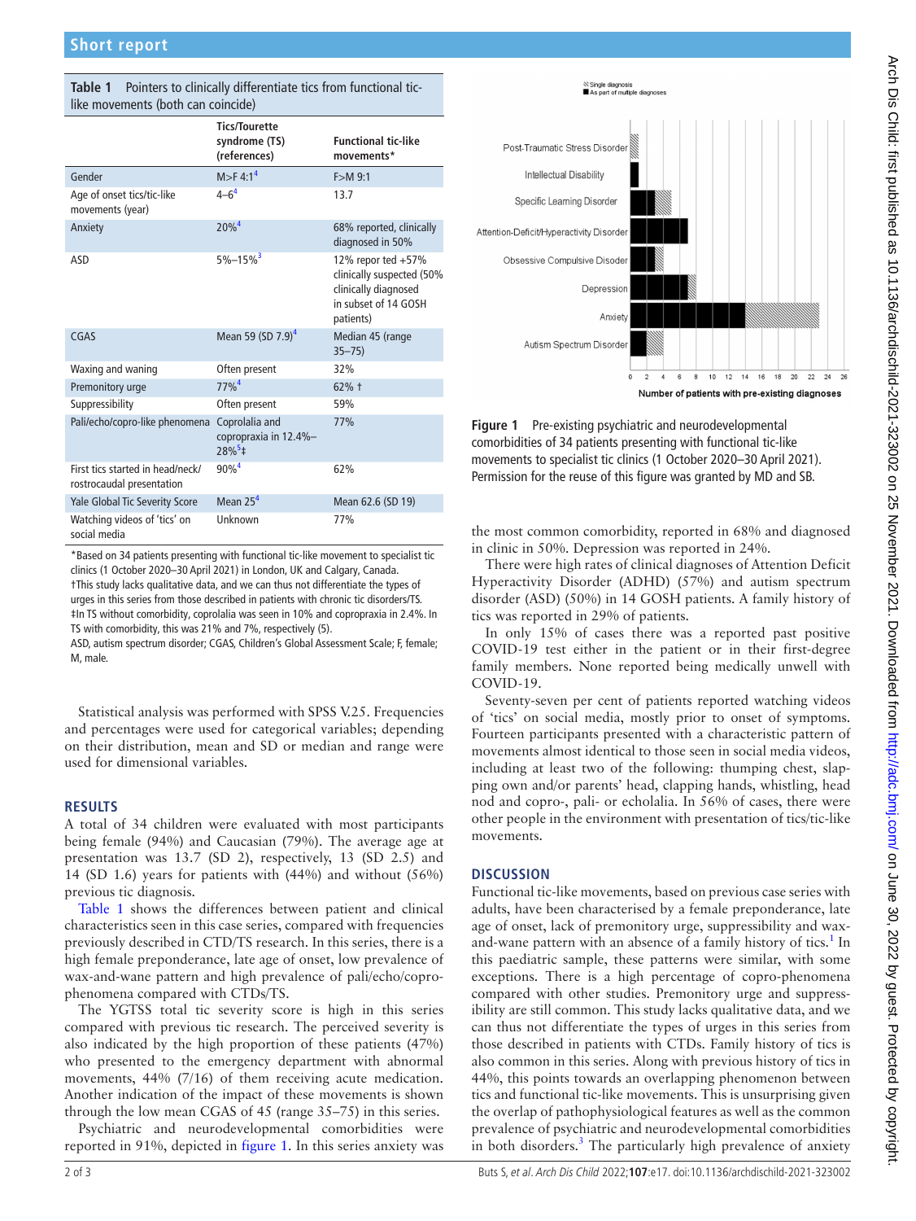**Table 1** Pointers to clinically differentiate tics from functional tic-like movements (both can coincide)

| | Tics/Tourette syndrome (TS) (references) | Functional tic-like movements* |
|---|---|---|
| Gender | M>F 4:1[4] | F>M 9:1 |
| Age of onset tics/tic-like movements (year) | 4–6[4] | 13.7 |
| Anxiety | 20%[4] | 68% reported, clinically diagnosed in 50% |
| ASD | 5%–15%[3] | 12% repor ted +57% clinically suspected (50% clinically diagnosed in subset of 14 GOSH patients) |
| CGAS | Mean 59 (SD 7.9)[4] | Median 45 (range 35–75) |
| Waxing and waning | Often present | 32% |
| Premonitory urge | 77%[4] | 62% † |
| Suppressibility | Often present | 59% |
| Pali/echo/copro-like phenomena | Coprolalia and copropraxia in 12.4%–28%[5]‡ | 77% |
| First tics started in head/neck/ rostrocaudal presentation | 90%[4] | 62% |
| Yale Global Tic Severity Score | Mean 25[4] | Mean 62.6 (SD 19) |
| Watching videos of 'tics' on social media | Unknown | 77% |

*Based on 34 patients presenting with functional tic-like movement to specialist tic clinics (1 October 2020–30 April 2021) in London, UK and Calgary, Canada.
†This study lacks qualitative data, and we can thus not differentiate the types of urges in this series from those described in patients with chronic tic disorders/TS.
‡In TS without comorbidity, coprolalia was seen in 10% and copropraxia in 2.4%. In TS with comorbidity, this was 21% and 7%, respectively (5).
ASD, autism spectrum disorder; CGAS, Children's Global Assessment Scale; F, female; M, male.

Statistical analysis was performed with SPSS V.25. Frequencies and percentages were used for categorical variables; depending on their distribution, mean and SD or median and range were used for dimensional variables.

## RESULTS

A total of 34 children were evaluated with most participants being female (94%) and Caucasian (79%). The average age at presentation was 13.7 (SD 2), respectively, 13 (SD 2.5) and 14 (SD 1.6) years for patients with (44%) and without (56%) previous tic diagnosis.

Table 1 shows the differences between patient and clinical characteristics seen in this case series, compared with frequencies previously described in CTD/TS research. In this series, there is a high female preponderance, late age of onset, low prevalence of wax-and-wane pattern and high prevalence of pali/echo/copro-phenomena compared with CTDs/TS.

The YGTSS total tic severity score is high in this series compared with previous tic research. The perceived severity is also indicated by the high proportion of these patients (47%) who presented to the emergency department with abnormal movements, 44% (7/16) of them receiving acute medication. Another indication of the impact of these movements is shown through the low mean CGAS of 45 (range 35–75) in this series.

Psychiatric and neurodevelopmental comorbidities were reported in 91%, depicted in figure 1. In this series anxiety was the most common comorbidity, reported in 68% and diagnosed in clinic in 50%. Depression was reported in 24%.

There were high rates of clinical diagnoses of Attention Deficit Hyperactivity Disorder (ADHD) (57%) and autism spectrum disorder (ASD) (50%) in 14 GOSH patients. A family history of tics was reported in 29% of patients.

In only 15% of cases there was a reported past positive COVID-19 test either in the patient or in their first-degree family members. None reported being medically unwell with COVID-19.

Seventy-seven per cent of patients reported watching videos of 'tics' on social media, mostly prior to onset of symptoms. Fourteen participants presented with a characteristic pattern of movements almost identical to those seen in social media videos, including at least two of the following: thumping chest, slapping own and/or parents' head, clapping hands, whistling, head nod and copro-, pali- or echolalia. In 56% of cases, there were other people in the environment with presentation of tics/tic-like movements.

**Figure 1** Pre-existing psychiatric and neurodevelopmental comorbidities of 34 patients presenting with functional tic-like movements to specialist tic clinics (1 October 2020–30 April 2021). Permission for the reuse of this figure was granted by MD and SB.

## DISCUSSION

Functional tic-like movements, based on previous case series with adults, have been characterised by a female preponderance, late age of onset, lack of premonitory urge, suppressibility and wax-and-wane pattern with an absence of a family history of tics.[1] In this paediatric sample, these patterns were similar, with some exceptions. There is a high percentage of copro-phenomena compared with other studies. Premonitory urge and suppressibility are still common. This study lacks qualitative data, and we can thus not differentiate the types of urges in this series from those described in patients with CTDs. Family history of tics is also common in this series. Along with previous history of tics in 44%, this points towards an overlapping phenomenon between tics and functional tic-like movements. This is unsurprising given the overlap of pathophysiological features as well as the common prevalence of psychiatric and neurodevelopmental comorbidities in both disorders.[3] The particularly high prevalence of anxiety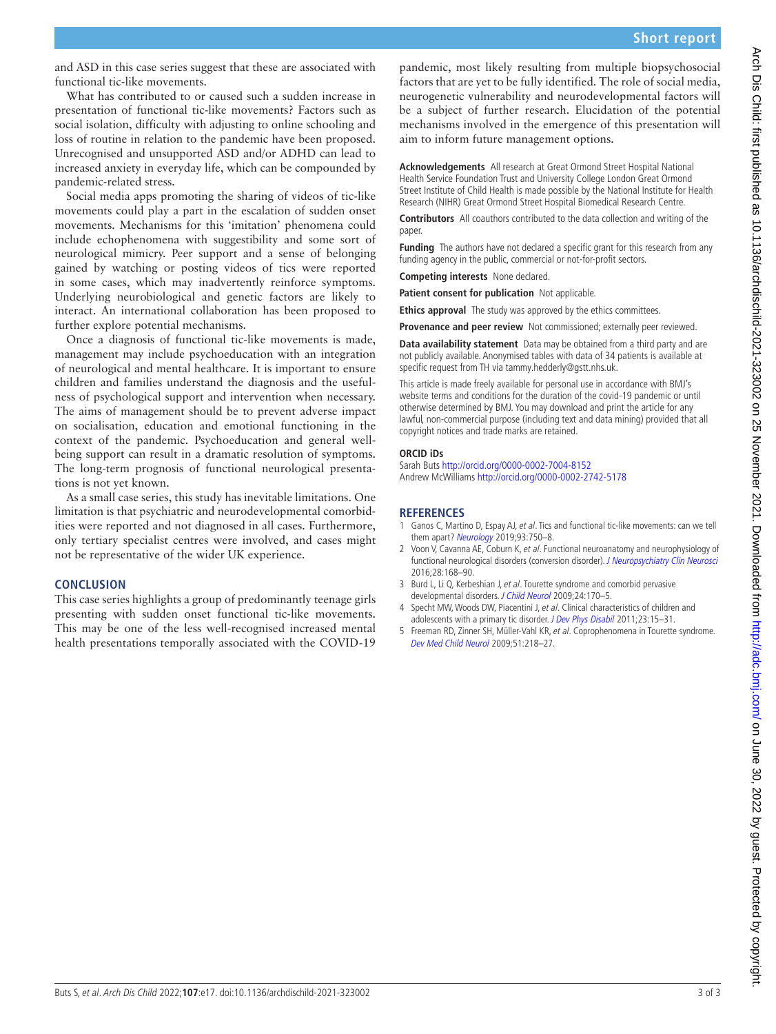and ASD in this case series suggest that these are associated with functional tic-like movements.

What has contributed to or caused such a sudden increase in presentation of functional tic-like movements? Factors such as social isolation, difficulty with adjusting to online schooling and loss of routine in relation to the pandemic have been proposed. Unrecognised and unsupported ASD and/or ADHD can lead to increased anxiety in everyday life, which can be compounded by pandemic-related stress.

Social media apps promoting the sharing of videos of tic-like movements could play a part in the escalation of sudden onset movements. Mechanisms for this 'imitation' phenomena could include echophenomena with suggestibility and some sort of neurological mimicry. Peer support and a sense of belonging gained by watching or posting videos of tics were reported in some cases, which may inadvertently reinforce symptoms. Underlying neurobiological and genetic factors are likely to interact. An international collaboration has been proposed to further explore potential mechanisms.

Once a diagnosis of functional tic-like movements is made, management may include psychoeducation with an integration of neurological and mental healthcare. It is important to ensure children and families understand the diagnosis and the usefulness of psychological support and intervention when necessary. The aims of management should be to prevent adverse impact on socialisation, education and emotional functioning in the context of the pandemic. Psychoeducation and general wellbeing support can result in a dramatic resolution of symptoms. The long-term prognosis of functional neurological presentations is not yet known.

As a small case series, this study has inevitable limitations. One limitation is that psychiatric and neurodevelopmental comorbidities were reported and not diagnosed in all cases. Furthermore, only tertiary specialist centres were involved, and cases might not be representative of the wider UK experience.

## CONCLUSION

This case series highlights a group of predominantly teenage girls presenting with sudden onset functional tic-like movements. This may be one of the less well-recognised increased mental health presentations temporally associated with the COVID-19 pandemic, most likely resulting from multiple biopsychosocial factors that are yet to be fully identified. The role of social media, neurogenetic vulnerability and neurodevelopmental factors will be a subject of further research. Elucidation of the potential mechanisms involved in the emergence of this presentation will aim to inform future management options.

**Acknowledgements** All research at Great Ormond Street Hospital National Health Service Foundation Trust and University College London Great Ormond Street Institute of Child Health is made possible by the National Institute for Health Research (NIHR) Great Ormond Street Hospital Biomedical Research Centre.

**Contributors** All coauthors contributed to the data collection and writing of the paper.

**Funding** The authors have not declared a specific grant for this research from any funding agency in the public, commercial or not-for-profit sectors.

**Competing interests** None declared.

**Patient consent for publication** Not applicable.

**Ethics approval** The study was approved by the ethics committees.

**Provenance and peer review** Not commissioned; externally peer reviewed.

**Data availability statement** Data may be obtained from a third party and are not publicly available. Anonymised tables with data of 34 patients is available at specific request from TH via tammy.hedderly@gstt.nhs.uk.

This article is made freely available for personal use in accordance with BMJ's website terms and conditions for the duration of the covid-19 pandemic or until otherwise determined by BMJ. You may download and print the article for any lawful, non-commercial purpose (including text and data mining) provided that all copyright notices and trade marks are retained.

**ORCID iDs**

Sarah Buts http://orcid.org/0000-0002-7004-8152
Andrew McWilliams http://orcid.org/0000-0002-2742-5178

## REFERENCES

1. Ganos C, Martino D, Espay AJ, *et al*. Tics and functional tic-like movements: can we tell them apart? *Neurology* 2019;93:750–8.
2. Voon V, Cavanna AE, Coburn K, *et al*. Functional neuroanatomy and neurophysiology of functional neurological disorders (conversion disorder). *J Neuropsychiatry Clin Neurosci* 2016;28:168–90.
3. Burd L, Li Q, Kerbeshian J, *et al*. Tourette syndrome and comorbid pervasive developmental disorders. *J Child Neurol* 2009;24:170–5.
4. Specht MW, Woods DW, Piacentini J, *et al*. Clinical characteristics of children and adolescents with a primary tic disorder. *J Dev Phys Disabil* 2011;23:15–31.
5. Freeman RD, Zinner SH, Müller-Vahl KR, *et al*. Coprophenomena in Tourette syndrome. *Dev Med Child Neurol* 2009;51:218–27.